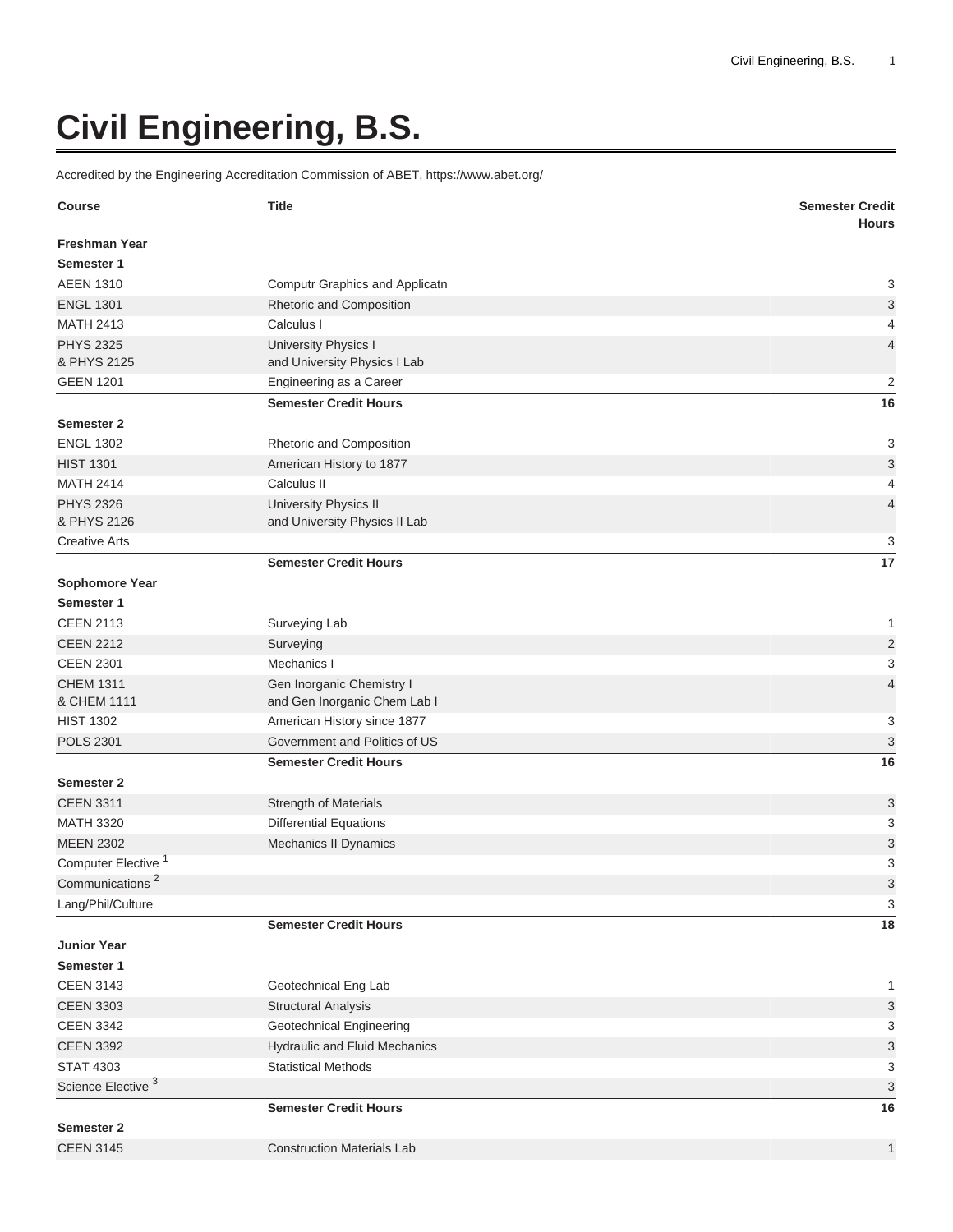# Civil Engineering, B.S.

Accredited by the Engineering Accreditation Commission of ABET, https://www.abet.org/

| Course | Title | Semester Credit Hours |
|---|---|---|
| **Freshman Year** | | |
| **Semester 1** | | |
| AEEN 1310 | Computr Graphics and Applicatn | 3 |
| ENGL 1301 | Rhetoric and Composition | 3 |
| MATH 2413 | Calculus I | 4 |
| PHYS 2325 & PHYS 2125 | University Physics I and University Physics I Lab | 4 |
| GEEN 1201 | Engineering as a Career | 2 |
| | **Semester Credit Hours** | **16** |
| **Semester 2** | | |
| ENGL 1302 | Rhetoric and Composition | 3 |
| HIST 1301 | American History to 1877 | 3 |
| MATH 2414 | Calculus II | 4 |
| PHYS 2326 & PHYS 2126 | University Physics II and University Physics II Lab | 4 |
| Creative Arts | | 3 |
| | **Semester Credit Hours** | **17** |
| **Sophomore Year** | | |
| **Semester 1** | | |
| CEEN 2113 | Surveying Lab | 1 |
| CEEN 2212 | Surveying | 2 |
| CEEN 2301 | Mechanics I | 3 |
| CHEM 1311 & CHEM 1111 | Gen Inorganic Chemistry I and Gen Inorganic Chem Lab I | 4 |
| HIST 1302 | American History since 1877 | 3 |
| POLS 2301 | Government and Politics of US | 3 |
| | **Semester Credit Hours** | **16** |
| **Semester 2** | | |
| CEEN 3311 | Strength of Materials | 3 |
| MATH 3320 | Differential Equations | 3 |
| MEEN 2302 | Mechanics II Dynamics | 3 |
| Computer Elective [1] | | 3 |
| Communications [2] | | 3 |
| Lang/Phil/Culture | | 3 |
| | **Semester Credit Hours** | **18** |
| **Junior Year** | | |
| **Semester 1** | | |
| CEEN 3143 | Geotechnical Eng Lab | 1 |
| CEEN 3303 | Structural Analysis | 3 |
| CEEN 3342 | Geotechnical Engineering | 3 |
| CEEN 3392 | Hydraulic and Fluid Mechanics | 3 |
| STAT 4303 | Statistical Methods | 3 |
| Science Elective [3] | | 3 |
| | **Semester Credit Hours** | **16** |
| **Semester 2** | | |
| CEEN 3145 | Construction Materials Lab | 1 |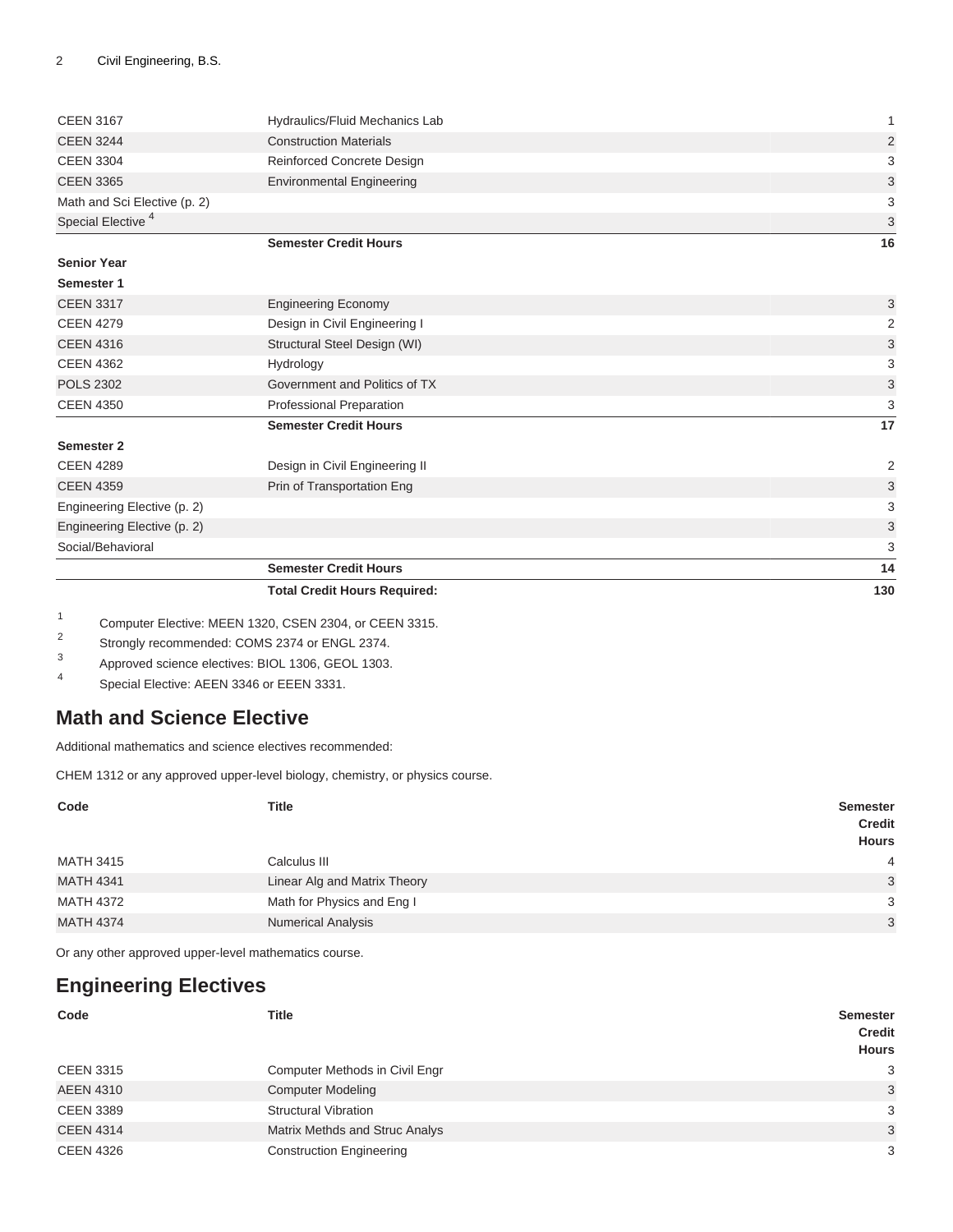| | | |
|---|---|---|
| CEEN 3167 | Hydraulics/Fluid Mechanics Lab | 1 |
| CEEN 3244 | Construction Materials | 2 |
| CEEN 3304 | Reinforced Concrete Design | 3 |
| CEEN 3365 | Environmental Engineering | 3 |
| Math and Sci Elective (p. 2) | | 3 |
| Special Elective [4] | | 3 |
| | **Semester Credit Hours** | **16** |
| **Senior Year** | | |
| **Semester 1** | | |
| CEEN 3317 | Engineering Economy | 3 |
| CEEN 4279 | Design in Civil Engineering I | 2 |
| CEEN 4316 | Structural Steel Design (WI) | 3 |
| CEEN 4362 | Hydrology | 3 |
| POLS 2302 | Government and Politics of TX | 3 |
| CEEN 4350 | Professional Preparation | 3 |
| | **Semester Credit Hours** | **17** |
| **Semester 2** | | |
| CEEN 4289 | Design in Civil Engineering II | 2 |
| CEEN 4359 | Prin of Transportation Eng | 3 |
| Engineering Elective (p. 2) | | 3 |
| Engineering Elective (p. 2) | | 3 |
| Social/Behavioral | | 3 |
| | **Semester Credit Hours** | **14** |
| | **Total Credit Hours Required:** | **130** |

1. Computer Elective: MEEN 1320, CSEN 2304, or CEEN 3315.
2. Strongly recommended: COMS 2374 or ENGL 2374.
3. Approved science electives: BIOL 1306, GEOL 1303.
4. Special Elective: AEEN 3346 or EEEN 3331.

## Math and Science Elective

Additional mathematics and science electives recommended:

CHEM 1312 or any approved upper-level biology, chemistry, or physics course.

| Code | Title | Semester Credit Hours |
|---|---|---|
| MATH 3415 | Calculus III | 4 |
| MATH 4341 | Linear Alg and Matrix Theory | 3 |
| MATH 4372 | Math for Physics and Eng I | 3 |
| MATH 4374 | Numerical Analysis | 3 |

Or any other approved upper-level mathematics course.

## Engineering Electives

| Code | Title | Semester Credit Hours |
|---|---|---|
| CEEN 3315 | Computer Methods in Civil Engr | 3 |
| AEEN 4310 | Computer Modeling | 3 |
| CEEN 3389 | Structural Vibration | 3 |
| CEEN 4314 | Matrix Methds and Struc Analys | 3 |
| CEEN 4326 | Construction Engineering | 3 |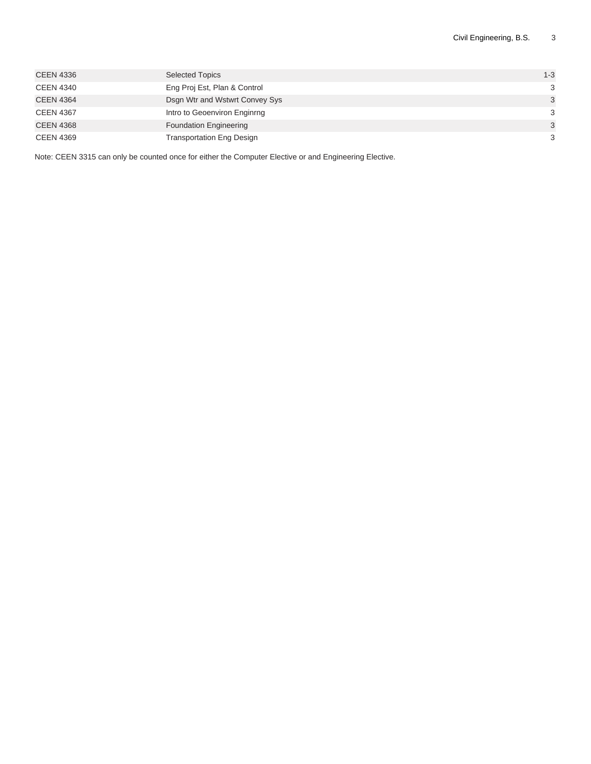| | | |
|---|---|---|
| CEEN 4336 | Selected Topics | 1-3 |
| CEEN 4340 | Eng Proj Est, Plan & Control | 3 |
| CEEN 4364 | Dsgn Wtr and Wstwrt Convey Sys | 3 |
| CEEN 4367 | Intro to Geoenviron Enginrng | 3 |
| CEEN 4368 | Foundation Engineering | 3 |
| CEEN 4369 | Transportation Eng Design | 3 |

Note: CEEN 3315 can only be counted once for either the Computer Elective or and Engineering Elective.